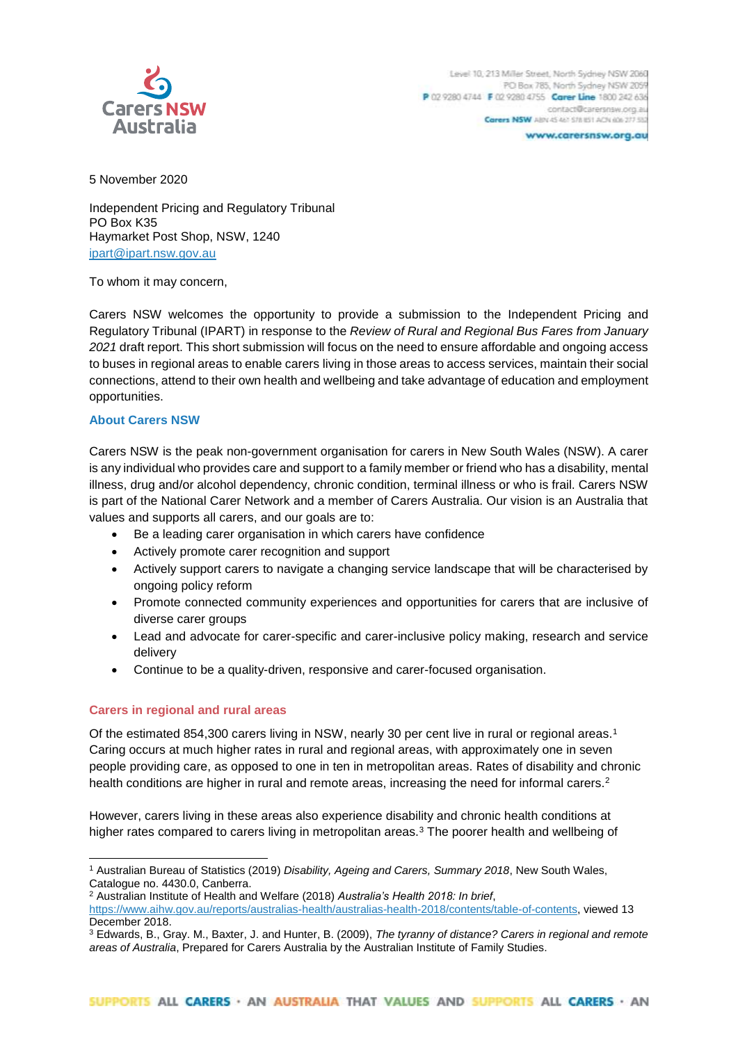Level 10, 213 Miller Street, North Sydney NSW 2060
PO Box 785, North Sydney NSW 2059
P 02 9280 4744 F 02 9280 4755 Carer Line 1800 242 636
contact@carersnsw.org.au
Carers NSW ABN 45 461 578 851 ACN 606 277 552
www.carersnsw.org.au

5 November 2020

Independent Pricing and Regulatory Tribunal
PO Box K35
Haymarket Post Shop, NSW, 1240
ipart@ipart.nsw.gov.au

To whom it may concern,

Carers NSW welcomes the opportunity to provide a submission to the Independent Pricing and Regulatory Tribunal (IPART) in response to the *Review of Rural and Regional Bus Fares from January 2021* draft report. This short submission will focus on the need to ensure affordable and ongoing access to buses in regional areas to enable carers living in those areas to access services, maintain their social connections, attend to their own health and wellbeing and take advantage of education and employment opportunities.

## About Carers NSW

Carers NSW is the peak non-government organisation for carers in New South Wales (NSW). A carer is any individual who provides care and support to a family member or friend who has a disability, mental illness, drug and/or alcohol dependency, chronic condition, terminal illness or who is frail. Carers NSW is part of the National Carer Network and a member of Carers Australia. Our vision is an Australia that values and supports all carers, and our goals are to:

- Be a leading carer organisation in which carers have confidence
- Actively promote carer recognition and support
- Actively support carers to navigate a changing service landscape that will be characterised by ongoing policy reform
- Promote connected community experiences and opportunities for carers that are inclusive of diverse carer groups
- Lead and advocate for carer-specific and carer-inclusive policy making, research and service delivery
- Continue to be a quality-driven, responsive and carer-focused organisation.

## Carers in regional and rural areas

Of the estimated 854,300 carers living in NSW, nearly 30 per cent live in rural or regional areas.[1] Caring occurs at much higher rates in rural and regional areas, with approximately one in seven people providing care, as opposed to one in ten in metropolitan areas. Rates of disability and chronic health conditions are higher in rural and remote areas, increasing the need for informal carers.[2]

However, carers living in these areas also experience disability and chronic health conditions at higher rates compared to carers living in metropolitan areas.[3] The poorer health and wellbeing of

---

[1] Australian Bureau of Statistics (2019) *Disability, Ageing and Carers, Summary 2018*, New South Wales, Catalogue no. 4430.0, Canberra.

[2] Australian Institute of Health and Welfare (2018) *Australia's Health 2018: In brief*, https://www.aihw.gov.au/reports/australias-health/australias-health-2018/contents/table-of-contents, viewed 13 December 2018.

[3] Edwards, B., Gray. M., Baxter, J. and Hunter, B. (2009), *The tyranny of distance? Carers in regional and remote areas of Australia*, Prepared for Carers Australia by the Australian Institute of Family Studies.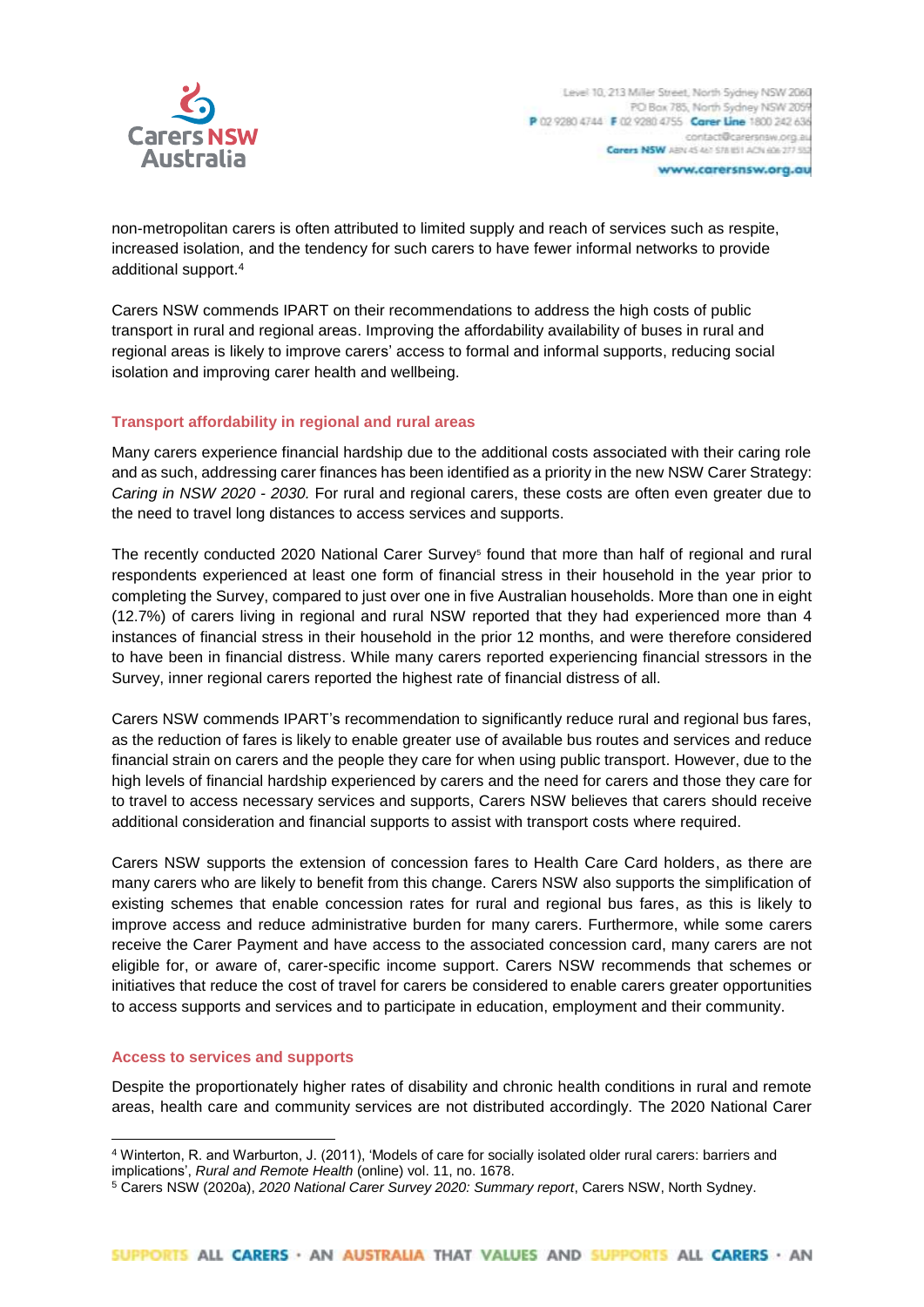non-metropolitan carers is often attributed to limited supply and reach of services such as respite, increased isolation, and the tendency for such carers to have fewer informal networks to provide additional support.[4]

Carers NSW commends IPART on their recommendations to address the high costs of public transport in rural and regional areas. Improving the affordability availability of buses in rural and regional areas is likely to improve carers' access to formal and informal supports, reducing social isolation and improving carer health and wellbeing.

### Transport affordability in regional and rural areas

Many carers experience financial hardship due to the additional costs associated with their caring role and as such, addressing carer finances has been identified as a priority in the new NSW Carer Strategy: *Caring in NSW 2020 - 2030.* For rural and regional carers, these costs are often even greater due to the need to travel long distances to access services and supports.

The recently conducted 2020 National Carer Survey[5] found that more than half of regional and rural respondents experienced at least one form of financial stress in their household in the year prior to completing the Survey, compared to just over one in five Australian households. More than one in eight (12.7%) of carers living in regional and rural NSW reported that they had experienced more than 4 instances of financial stress in their household in the prior 12 months, and were therefore considered to have been in financial distress. While many carers reported experiencing financial stressors in the Survey, inner regional carers reported the highest rate of financial distress of all.

Carers NSW commends IPART's recommendation to significantly reduce rural and regional bus fares, as the reduction of fares is likely to enable greater use of available bus routes and services and reduce financial strain on carers and the people they care for when using public transport. However, due to the high levels of financial hardship experienced by carers and the need for carers and those they care for to travel to access necessary services and supports, Carers NSW believes that carers should receive additional consideration and financial supports to assist with transport costs where required.

Carers NSW supports the extension of concession fares to Health Care Card holders, as there are many carers who are likely to benefit from this change. Carers NSW also supports the simplification of existing schemes that enable concession rates for rural and regional bus fares, as this is likely to improve access and reduce administrative burden for many carers. Furthermore, while some carers receive the Carer Payment and have access to the associated concession card, many carers are not eligible for, or aware of, carer-specific income support. Carers NSW recommends that schemes or initiatives that reduce the cost of travel for carers be considered to enable carers greater opportunities to access supports and services and to participate in education, employment and their community.

### Access to services and supports

Despite the proportionately higher rates of disability and chronic health conditions in rural and remote areas, health care and community services are not distributed accordingly. The 2020 National Carer

---

[4] Winterton, R. and Warburton, J. (2011), 'Models of care for socially isolated older rural carers: barriers and implications', *Rural and Remote Health* (online) vol. 11, no. 1678.

[5] Carers NSW (2020a), *2020 National Carer Survey 2020: Summary report*, Carers NSW, North Sydney.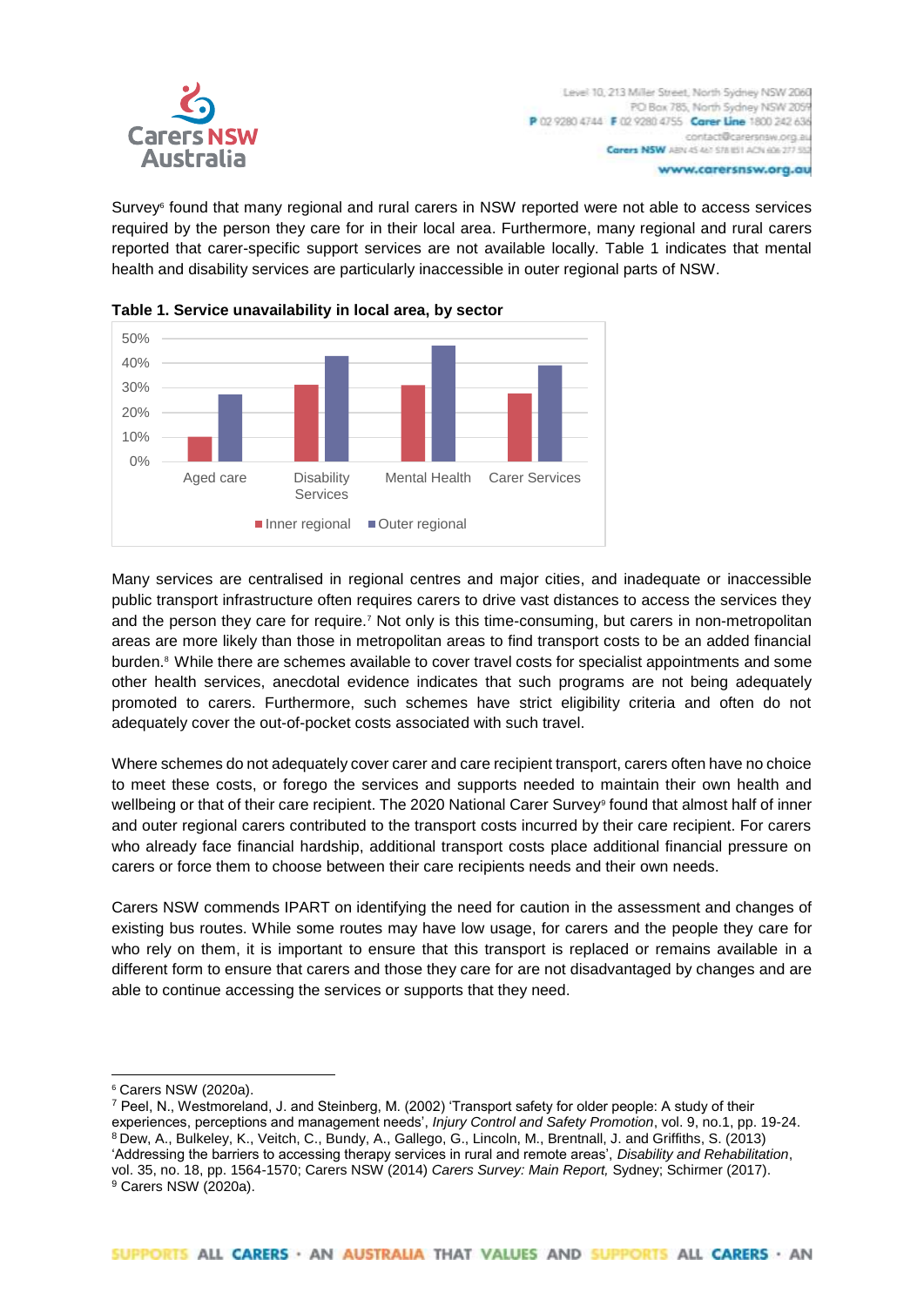Survey[6] found that many regional and rural carers in NSW reported were not able to access services required by the person they care for in their local area. Furthermore, many regional and rural carers reported that carer-specific support services are not available locally. Table 1 indicates that mental health and disability services are particularly inaccessible in outer regional parts of NSW.

**Table 1. Service unavailability in local area, by sector**

Many services are centralised in regional centres and major cities, and inadequate or inaccessible public transport infrastructure often requires carers to drive vast distances to access the services they and the person they care for require.[7] Not only is this time-consuming, but carers in non-metropolitan areas are more likely than those in metropolitan areas to find transport costs to be an added financial burden.[8] While there are schemes available to cover travel costs for specialist appointments and some other health services, anecdotal evidence indicates that such programs are not being adequately promoted to carers. Furthermore, such schemes have strict eligibility criteria and often do not adequately cover the out-of-pocket costs associated with such travel.

Where schemes do not adequately cover carer and care recipient transport, carers often have no choice to meet these costs, or forego the services and supports needed to maintain their own health and wellbeing or that of their care recipient. The 2020 National Carer Survey[9] found that almost half of inner and outer regional carers contributed to the transport costs incurred by their care recipient. For carers who already face financial hardship, additional transport costs place additional financial pressure on carers or force them to choose between their care recipients needs and their own needs.

Carers NSW commends IPART on identifying the need for caution in the assessment and changes of existing bus routes. While some routes may have low usage, for carers and the people they care for who rely on them, it is important to ensure that this transport is replaced or remains available in a different form to ensure that carers and those they care for are not disadvantaged by changes and are able to continue accessing the services or supports that they need.

---

[6] Carers NSW (2020a).

[7] Peel, N., Westmoreland, J. and Steinberg, M. (2002) 'Transport safety for older people: A study of their experiences, perceptions and management needs', *Injury Control and Safety Promotion*, vol. 9, no.1, pp. 19-24.

[8] Dew, A., Bulkeley, K., Veitch, C., Bundy, A., Gallego, G., Lincoln, M., Brentnall, J. and Griffiths, S. (2013) 'Addressing the barriers to accessing therapy services in rural and remote areas', *Disability and Rehabilitation*, vol. 35, no. 18, pp. 1564-1570; Carers NSW (2014) *Carers Survey: Main Report,* Sydney; Schirmer (2017).

[9] Carers NSW (2020a).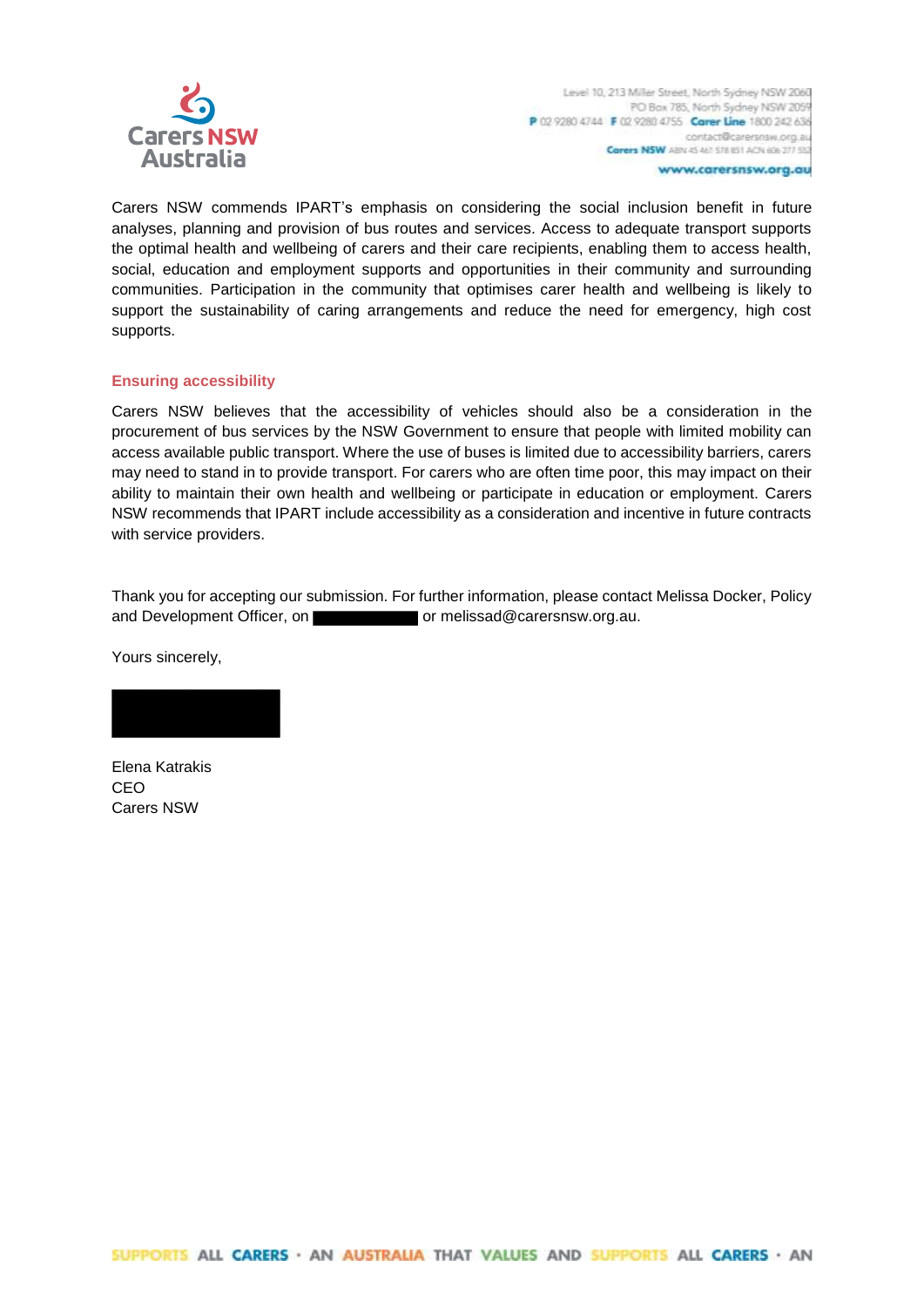Carers NSW commends IPART's emphasis on considering the social inclusion benefit in future analyses, planning and provision of bus routes and services. Access to adequate transport supports the optimal health and wellbeing of carers and their care recipients, enabling them to access health, social, education and employment supports and opportunities in their community and surrounding communities. Participation in the community that optimises carer health and wellbeing is likely to support the sustainability of caring arrangements and reduce the need for emergency, high cost supports.

## Ensuring accessibility

Carers NSW believes that the accessibility of vehicles should also be a consideration in the procurement of bus services by the NSW Government to ensure that people with limited mobility can access available public transport. Where the use of buses is limited due to accessibility barriers, carers may need to stand in to provide transport. For carers who are often time poor, this may impact on their ability to maintain their own health and wellbeing or participate in education or employment. Carers NSW recommends that IPART include accessibility as a consideration and incentive in future contracts with service providers.

Thank you for accepting our submission. For further information, please contact Melissa Docker, Policy and Development Officer, on ██████████ or melissad@carersnsw.org.au.

Yours sincerely,

Elena Katrakis
CEO
Carers NSW